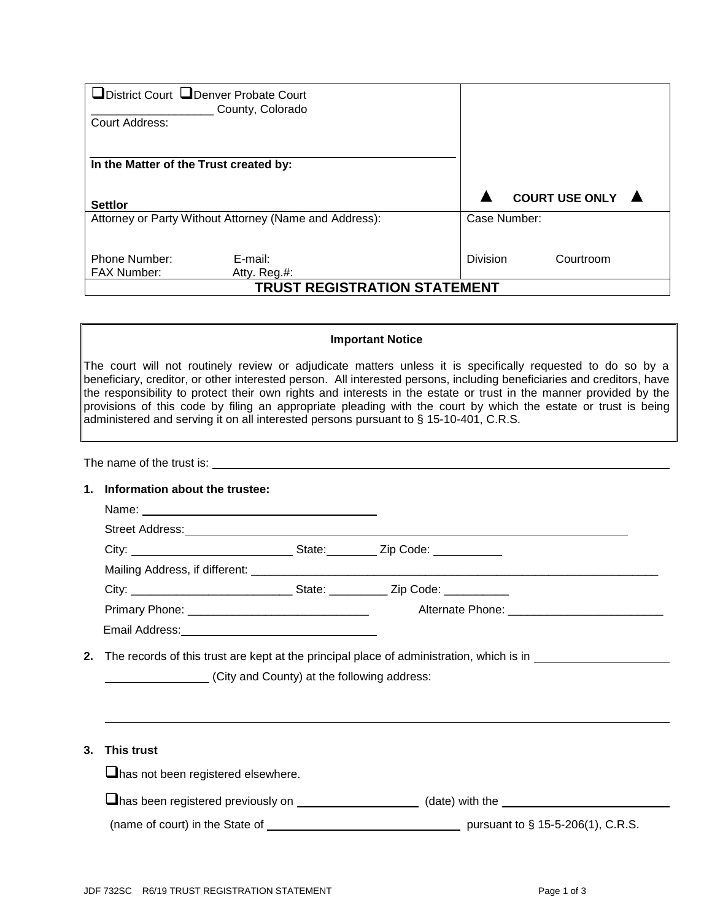| ❑District Court ❑Denver Probate Court<br>\_\_\_\_\_\_\_\_\_\_\_\_\_\_\_\_\_\_ County, Colorado<br>Court Address:<br><br>**In the Matter of the Trust created by:**<br><br>**Settlor** | ▲ **COURT USE ONLY** ▲ |
|---|---|
| Attorney or Party Without Attorney (Name and Address):<br><br>Phone Number: E-mail:<br>FAX Number: Atty. Reg.#: | Case Number:<br><br>Division Courtroom |
| **TRUST REGISTRATION STATEMENT** | |

**Important Notice**

The court will not routinely review or adjudicate matters unless it is specifically requested to do so by a beneficiary, creditor, or other interested person. All interested persons, including beneficiaries and creditors, have the responsibility to protect their own rights and interests in the estate or trust in the manner provided by the provisions of this code by filing an appropriate pleading with the court by which the estate or trust is being administered and serving it on all interested persons pursuant to § 15-10-401, C.R.S.

The name of the trust is: \_\_\_\_\_\_\_\_\_\_\_\_\_\_\_\_\_\_\_\_\_\_\_\_\_\_\_\_\_\_\_\_\_\_\_\_\_\_\_\_

1. **Information about the trustee:**

   Name: \_\_\_\_\_\_\_\_\_\_\_\_\_\_\_\_\_\_\_\_\_\_\_\_\_\_\_\_\_\_

   Street Address: \_\_\_\_\_\_\_\_\_\_\_\_\_\_\_\_\_\_\_\_\_\_\_\_\_\_\_\_\_\_\_\_\_\_\_\_\_\_\_\_

   City: \_\_\_\_\_\_\_\_\_\_\_\_\_\_\_\_\_\_\_\_\_\_\_\_\_ State: \_\_\_\_\_\_\_\_ Zip Code: \_\_\_\_\_\_\_\_\_\_

   Mailing Address, if different: \_\_\_\_\_\_\_\_\_\_\_\_\_\_\_\_\_\_\_\_\_\_\_\_\_\_\_\_\_\_\_\_\_\_\_\_\_\_\_\_

   City: \_\_\_\_\_\_\_\_\_\_\_\_\_\_\_\_\_\_\_\_\_\_\_\_\_ State: \_\_\_\_\_\_\_\_\_ Zip Code: \_\_\_\_\_\_\_\_\_\_

   Primary Phone: \_\_\_\_\_\_\_\_\_\_\_\_\_\_\_\_\_\_\_\_\_\_\_\_\_\_\_\_ Alternate Phone: \_\_\_\_\_\_\_\_\_\_\_\_\_\_\_\_\_\_\_\_\_\_\_\_

   Email Address: \_\_\_\_\_\_\_\_\_\_\_\_\_\_\_\_\_\_\_\_\_\_\_\_\_\_\_\_\_\_

2. The records of this trust are kept at the principal place of administration, which is in \_\_\_\_\_\_\_\_\_\_\_\_\_\_\_\_\_\_\_\_ \_\_\_\_\_\_\_\_\_\_\_\_\_\_\_\_ (City and County) at the following address:

   \_\_\_\_\_\_\_\_\_\_\_\_\_\_\_\_\_\_\_\_\_\_\_\_\_\_\_\_\_\_\_\_\_\_\_\_\_\_\_\_\_\_\_\_\_\_\_\_\_\_\_\_\_\_\_\_\_\_\_\_

3. **This trust**

   ❑has not been registered elsewhere.

   ❑has been registered previously on \_\_\_\_\_\_\_\_\_\_\_\_\_\_\_\_\_\_ (date) with the \_\_\_\_\_\_\_\_\_\_\_\_\_\_\_\_\_\_\_\_\_\_\_\_\_\_ (name of court) in the State of \_\_\_\_\_\_\_\_\_\_\_\_\_\_\_\_\_\_\_\_\_\_\_\_\_\_\_\_\_\_ pursuant to § 15-5-206(1), C.R.S.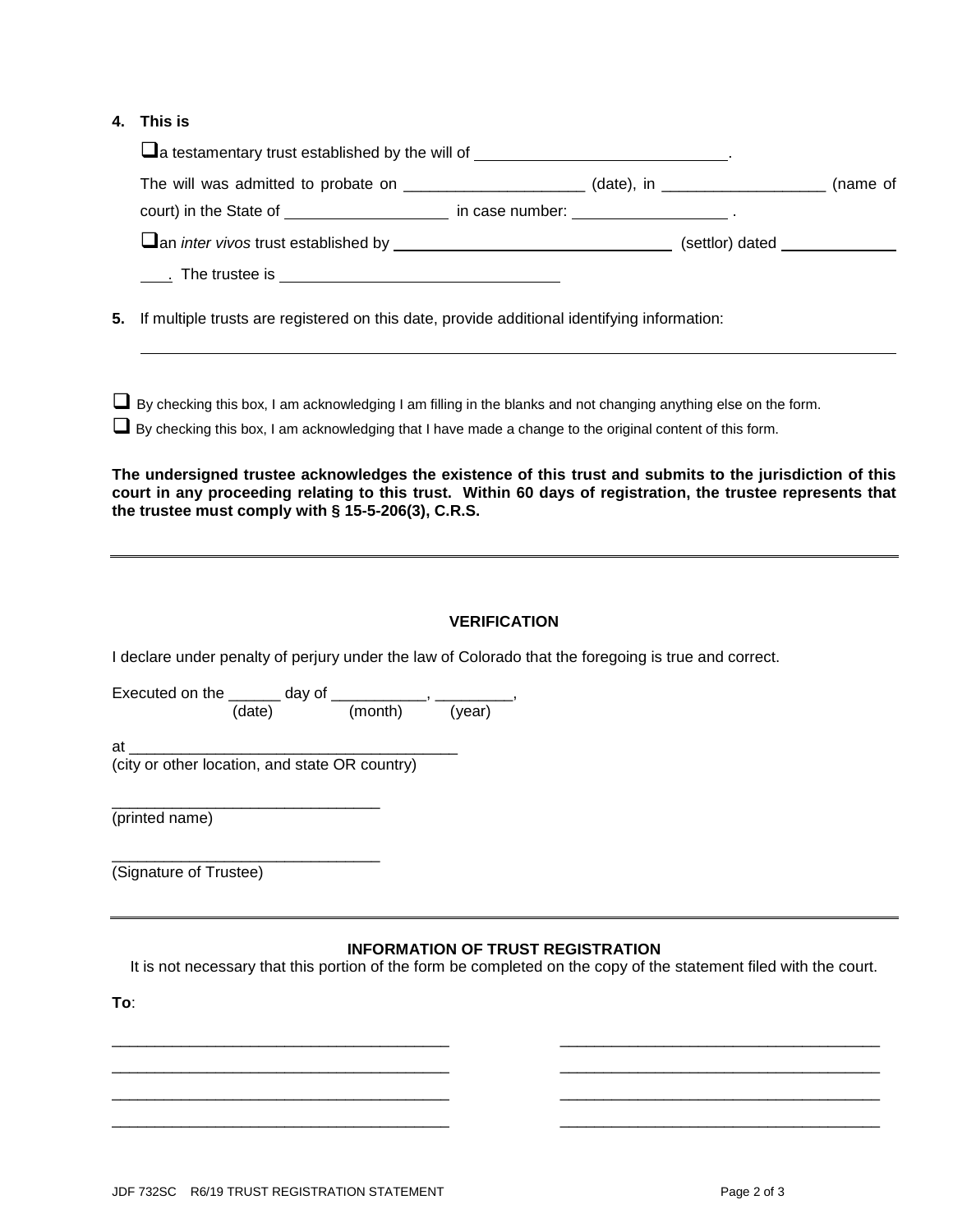**4. This is**

❑ a testamentary trust established by the will of ______________________________.

The will was admitted to probate on _____________________ (date), in ___________________ (name of court) in the State of ___________________ in case number: __________________ .

❑ an *inter vivos* trust established by ________________________________ (settlor) dated ______________ ____. The trustee is ________________________________

**5.** If multiple trusts are registered on this date, provide additional identifying information:

_______________________________________________________________________________

❑ By checking this box, I am acknowledging I am filling in the blanks and not changing anything else on the form.

❑ By checking this box, I am acknowledging that I have made a change to the original content of this form.

**The undersigned trustee acknowledges the existence of this trust and submits to the jurisdiction of this court in any proceeding relating to this trust. Within 60 days of registration, the trustee represents that the trustee must comply with § 15-5-206(3), C.R.S.**

---

### VERIFICATION

I declare under penalty of perjury under the law of Colorado that the foregoing is true and correct.

Executed on the ______ day of ___________, _________,
(date) (month) (year)

at ________________________________________
(city or other location, and state OR country)

_______________________________
(printed name)

_______________________________
(Signature of Trustee)

---

### INFORMATION OF TRUST REGISTRATION

It is not necessary that this portion of the form be completed on the copy of the statement filed with the court.

**To**:

_______________________________________ _____________________________________
_______________________________________ _____________________________________
_______________________________________ _____________________________________
_______________________________________ _____________________________________

JDF 732SC R6/19 TRUST REGISTRATION STATEMENT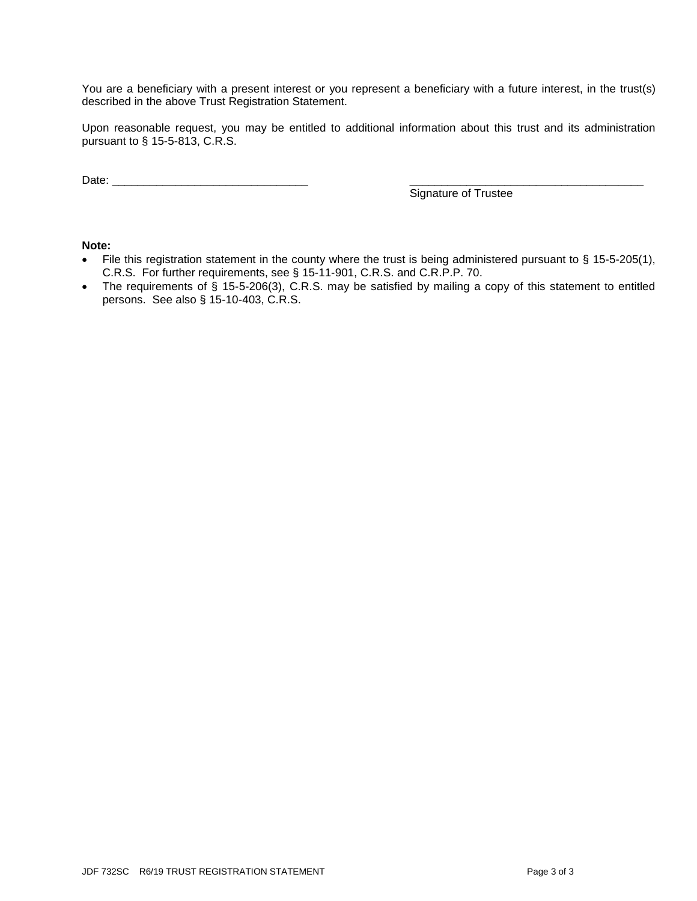You are a beneficiary with a present interest or you represent a beneficiary with a future interest, in the trust(s) described in the above Trust Registration Statement.

Upon reasonable request, you may be entitled to additional information about this trust and its administration pursuant to § 15-5-813, C.R.S.

Date: _______________________________ ______________________________________

Signature of Trustee

**Note:**

- File this registration statement in the county where the trust is being administered pursuant to § 15-5-205(1), C.R.S. For further requirements, see § 15-11-901, C.R.S. and C.R.P.P. 70.
- The requirements of § 15-5-206(3), C.R.S. may be satisfied by mailing a copy of this statement to entitled persons. See also § 15-10-403, C.R.S.